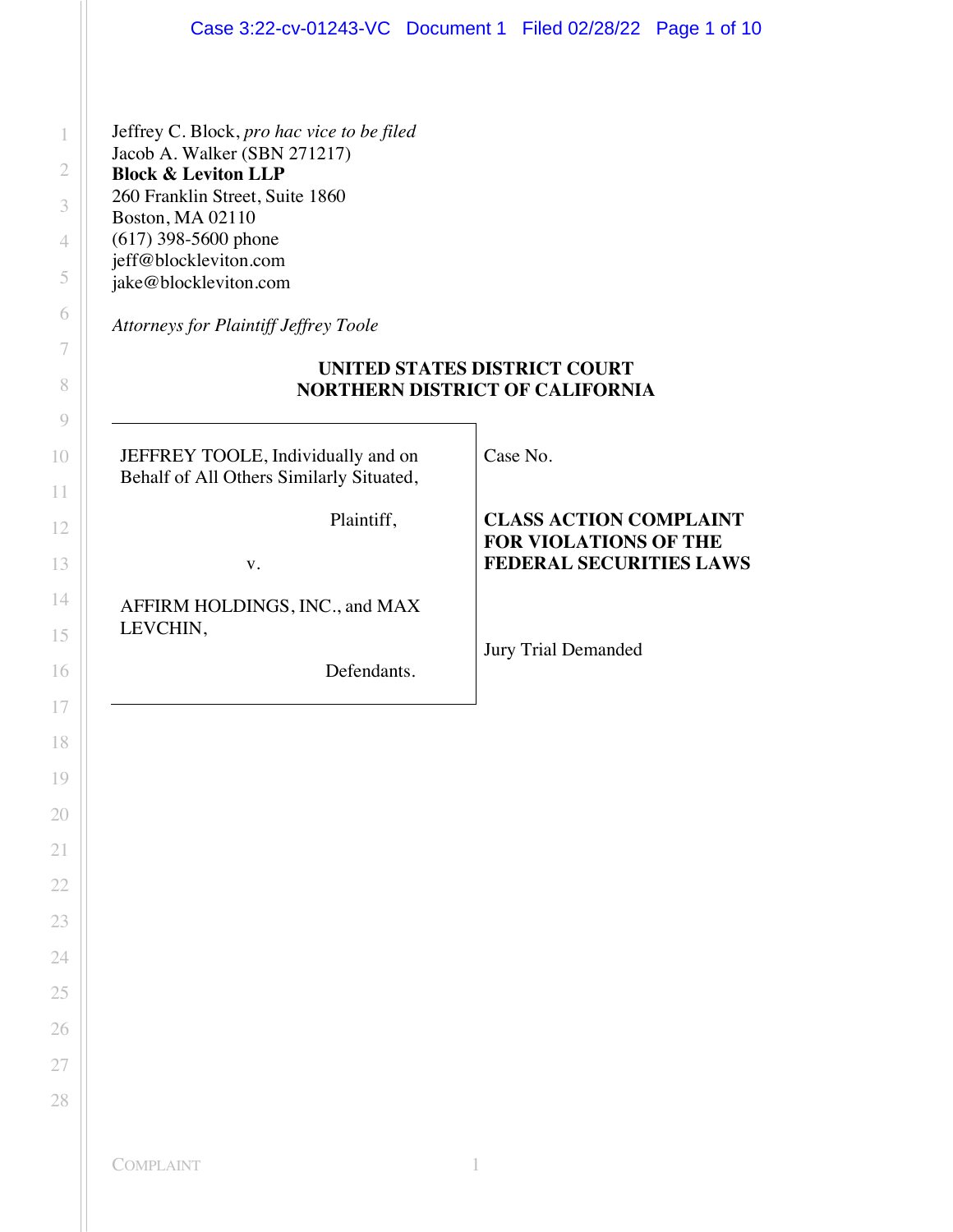Jeffrey C. Block, *pro hac vice to be filed*
Jacob A. Walker (SBN 271217)
**Block & Leviton LLP**
260 Franklin Street, Suite 1860
Boston, MA 02110
(617) 398-5600 phone
jeff@blockleviton.com
jake@blockleviton.com

*Attorneys for Plaintiff Jeffrey Toole*

**UNITED STATES DISTRICT COURT**
**NORTHERN DISTRICT OF CALIFORNIA**

| | |
|---|---|
| JEFFREY TOOLE, Individually and on Behalf of All Others Similarly Situated,<br><br>Plaintiff,<br><br>v.<br><br>AFFIRM HOLDINGS, INC., and MAX LEVCHIN,<br><br>Defendants. | Case No.<br><br>**CLASS ACTION COMPLAINT FOR VIOLATIONS OF THE FEDERAL SECURITIES LAWS**<br><br>Jury Trial Demanded |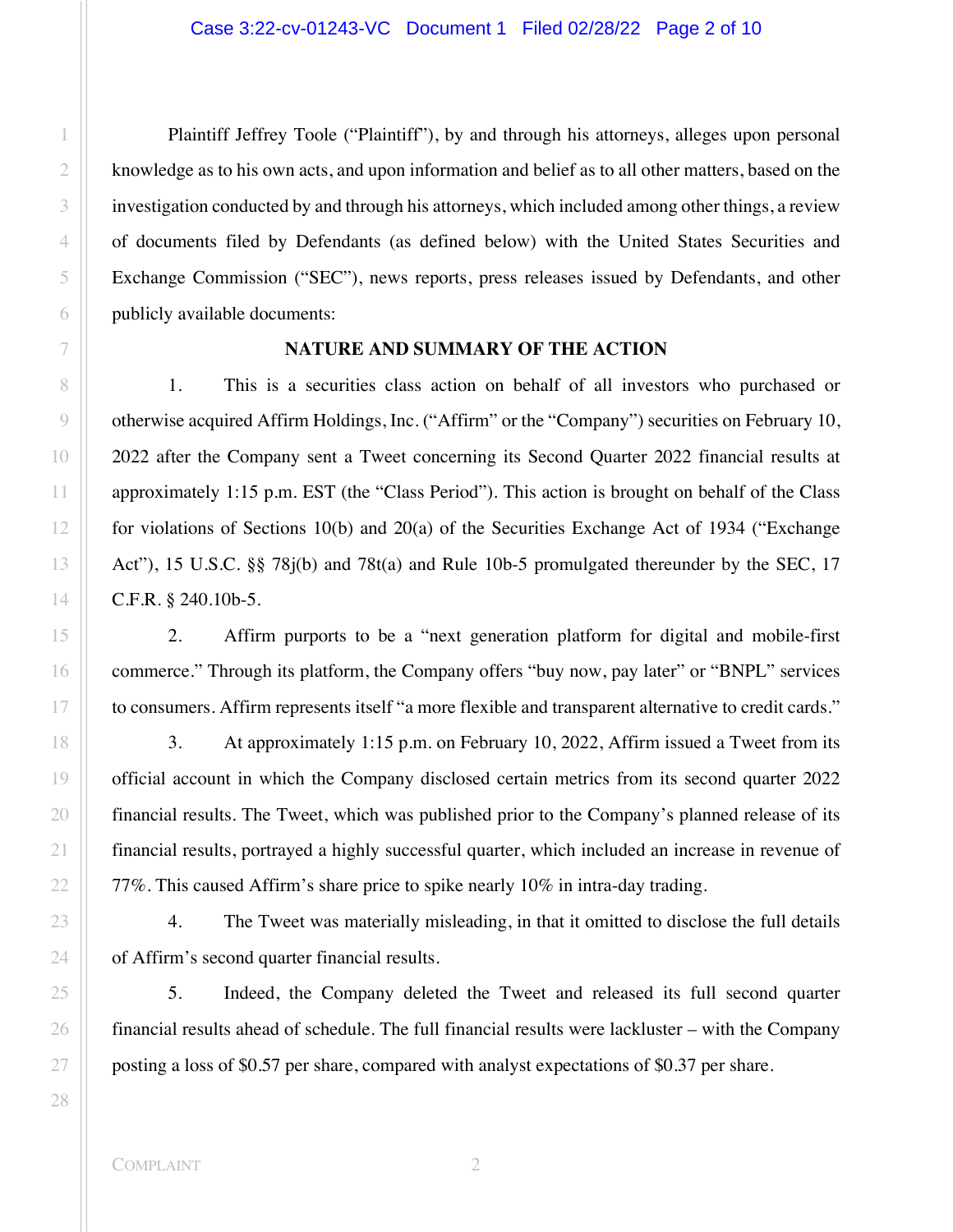Plaintiff Jeffrey Toole ("Plaintiff"), by and through his attorneys, alleges upon personal knowledge as to his own acts, and upon information and belief as to all other matters, based on the investigation conducted by and through his attorneys, which included among other things, a review of documents filed by Defendants (as defined below) with the United States Securities and Exchange Commission ("SEC"), news reports, press releases issued by Defendants, and other publicly available documents:

## NATURE AND SUMMARY OF THE ACTION

1. This is a securities class action on behalf of all investors who purchased or otherwise acquired Affirm Holdings, Inc. ("Affirm" or the "Company") securities on February 10, 2022 after the Company sent a Tweet concerning its Second Quarter 2022 financial results at approximately 1:15 p.m. EST (the "Class Period"). This action is brought on behalf of the Class for violations of Sections 10(b) and 20(a) of the Securities Exchange Act of 1934 ("Exchange Act"), 15 U.S.C. §§ 78j(b) and 78t(a) and Rule 10b-5 promulgated thereunder by the SEC, 17 C.F.R. § 240.10b-5.

2. Affirm purports to be a "next generation platform for digital and mobile-first commerce." Through its platform, the Company offers "buy now, pay later" or "BNPL" services to consumers. Affirm represents itself "a more flexible and transparent alternative to credit cards."

3. At approximately 1:15 p.m. on February 10, 2022, Affirm issued a Tweet from its official account in which the Company disclosed certain metrics from its second quarter 2022 financial results. The Tweet, which was published prior to the Company's planned release of its financial results, portrayed a highly successful quarter, which included an increase in revenue of 77%. This caused Affirm's share price to spike nearly 10% in intra-day trading.

4. The Tweet was materially misleading, in that it omitted to disclose the full details of Affirm's second quarter financial results.

5. Indeed, the Company deleted the Tweet and released its full second quarter financial results ahead of schedule. The full financial results were lackluster – with the Company posting a loss of $0.57 per share, compared with analyst expectations of $0.37 per share.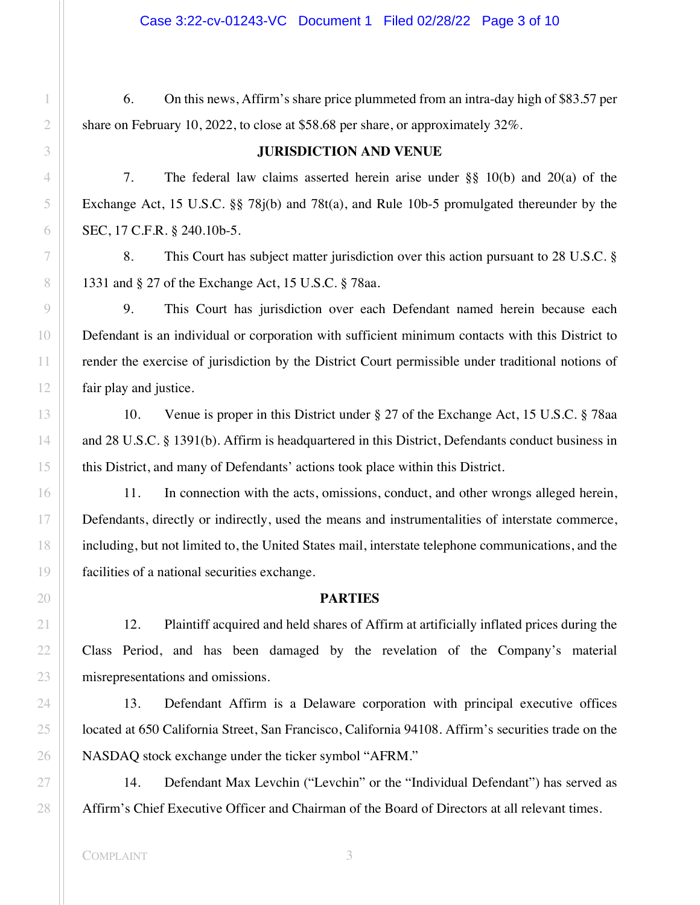6. On this news, Affirm's share price plummeted from an intra-day high of $83.57 per share on February 10, 2022, to close at $58.68 per share, or approximately 32%.

**JURISDICTION AND VENUE**

7. The federal law claims asserted herein arise under §§ 10(b) and 20(a) of the Exchange Act, 15 U.S.C. §§ 78j(b) and 78t(a), and Rule 10b-5 promulgated thereunder by the SEC, 17 C.F.R. § 240.10b-5.

8. This Court has subject matter jurisdiction over this action pursuant to 28 U.S.C. § 1331 and § 27 of the Exchange Act, 15 U.S.C. § 78aa.

9. This Court has jurisdiction over each Defendant named herein because each Defendant is an individual or corporation with sufficient minimum contacts with this District to render the exercise of jurisdiction by the District Court permissible under traditional notions of fair play and justice.

10. Venue is proper in this District under § 27 of the Exchange Act, 15 U.S.C. § 78aa and 28 U.S.C. § 1391(b). Affirm is headquartered in this District, Defendants conduct business in this District, and many of Defendants' actions took place within this District.

11. In connection with the acts, omissions, conduct, and other wrongs alleged herein, Defendants, directly or indirectly, used the means and instrumentalities of interstate commerce, including, but not limited to, the United States mail, interstate telephone communications, and the facilities of a national securities exchange.

**PARTIES**

12. Plaintiff acquired and held shares of Affirm at artificially inflated prices during the Class Period, and has been damaged by the revelation of the Company's material misrepresentations and omissions.

13. Defendant Affirm is a Delaware corporation with principal executive offices located at 650 California Street, San Francisco, California 94108. Affirm's securities trade on the NASDAQ stock exchange under the ticker symbol "AFRM."

14. Defendant Max Levchin ("Levchin" or the "Individual Defendant") has served as Affirm's Chief Executive Officer and Chairman of the Board of Directors at all relevant times.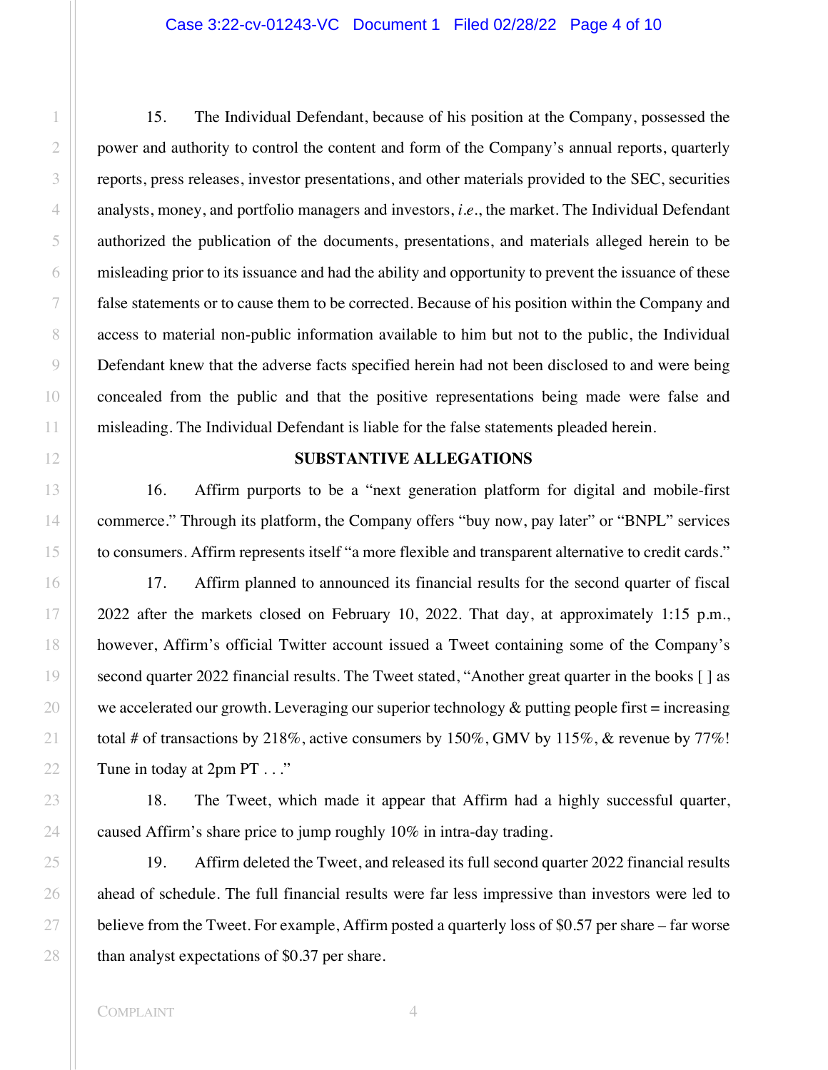15. The Individual Defendant, because of his position at the Company, possessed the power and authority to control the content and form of the Company's annual reports, quarterly reports, press releases, investor presentations, and other materials provided to the SEC, securities analysts, money, and portfolio managers and investors, *i.e.*, the market. The Individual Defendant authorized the publication of the documents, presentations, and materials alleged herein to be misleading prior to its issuance and had the ability and opportunity to prevent the issuance of these false statements or to cause them to be corrected. Because of his position within the Company and access to material non-public information available to him but not to the public, the Individual Defendant knew that the adverse facts specified herein had not been disclosed to and were being concealed from the public and that the positive representations being made were false and misleading. The Individual Defendant is liable for the false statements pleaded herein.

## SUBSTANTIVE ALLEGATIONS

16. Affirm purports to be a "next generation platform for digital and mobile-first commerce." Through its platform, the Company offers "buy now, pay later" or "BNPL" services to consumers. Affirm represents itself "a more flexible and transparent alternative to credit cards."

17. Affirm planned to announced its financial results for the second quarter of fiscal 2022 after the markets closed on February 10, 2022. That day, at approximately 1:15 p.m., however, Affirm's official Twitter account issued a Tweet containing some of the Company's second quarter 2022 financial results. The Tweet stated, "Another great quarter in the books [ ] as we accelerated our growth. Leveraging our superior technology & putting people first = increasing total # of transactions by 218%, active consumers by 150%, GMV by 115%, & revenue by 77%! Tune in today at 2pm PT . . ."

18. The Tweet, which made it appear that Affirm had a highly successful quarter, caused Affirm's share price to jump roughly 10% in intra-day trading.

19. Affirm deleted the Tweet, and released its full second quarter 2022 financial results ahead of schedule. The full financial results were far less impressive than investors were led to believe from the Tweet. For example, Affirm posted a quarterly loss of $0.57 per share – far worse than analyst expectations of $0.37 per share.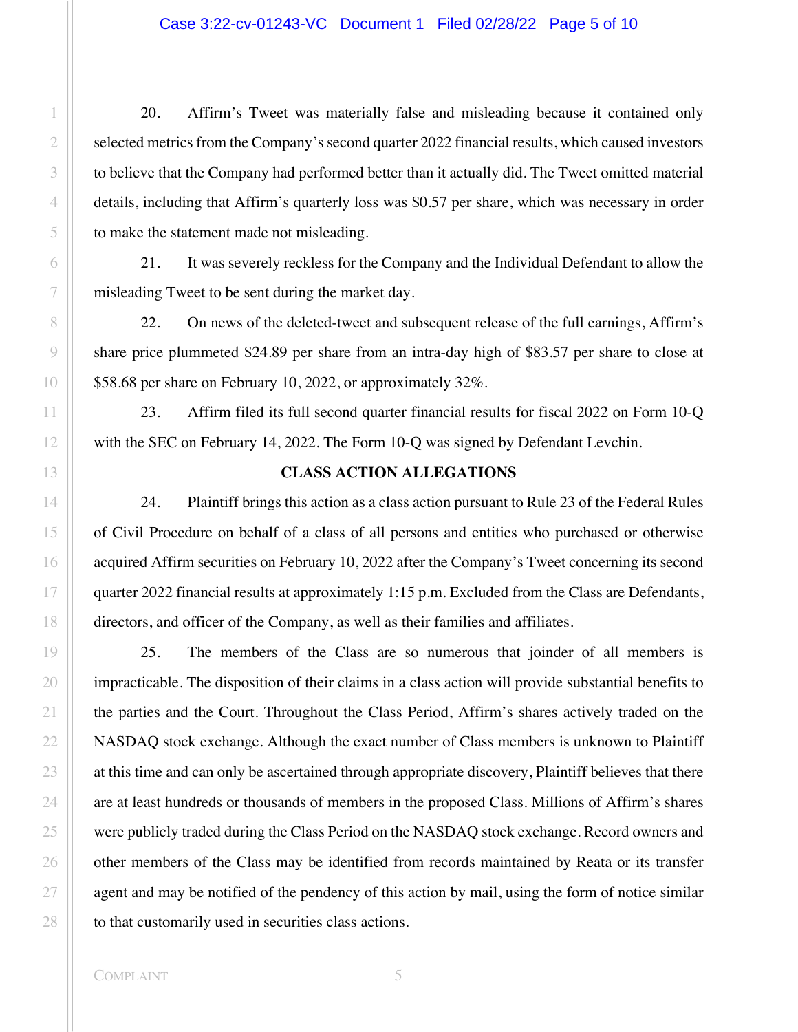20. Affirm's Tweet was materially false and misleading because it contained only selected metrics from the Company's second quarter 2022 financial results, which caused investors to believe that the Company had performed better than it actually did. The Tweet omitted material details, including that Affirm's quarterly loss was $0.57 per share, which was necessary in order to make the statement made not misleading.

21. It was severely reckless for the Company and the Individual Defendant to allow the misleading Tweet to be sent during the market day.

22. On news of the deleted-tweet and subsequent release of the full earnings, Affirm's share price plummeted $24.89 per share from an intra-day high of $83.57 per share to close at $58.68 per share on February 10, 2022, or approximately 32%.

23. Affirm filed its full second quarter financial results for fiscal 2022 on Form 10-Q with the SEC on February 14, 2022. The Form 10-Q was signed by Defendant Levchin.

## CLASS ACTION ALLEGATIONS

24. Plaintiff brings this action as a class action pursuant to Rule 23 of the Federal Rules of Civil Procedure on behalf of a class of all persons and entities who purchased or otherwise acquired Affirm securities on February 10, 2022 after the Company's Tweet concerning its second quarter 2022 financial results at approximately 1:15 p.m. Excluded from the Class are Defendants, directors, and officer of the Company, as well as their families and affiliates.

25. The members of the Class are so numerous that joinder of all members is impracticable. The disposition of their claims in a class action will provide substantial benefits to the parties and the Court. Throughout the Class Period, Affirm's shares actively traded on the NASDAQ stock exchange. Although the exact number of Class members is unknown to Plaintiff at this time and can only be ascertained through appropriate discovery, Plaintiff believes that there are at least hundreds or thousands of members in the proposed Class. Millions of Affirm's shares were publicly traded during the Class Period on the NASDAQ stock exchange. Record owners and other members of the Class may be identified from records maintained by Reata or its transfer agent and may be notified of the pendency of this action by mail, using the form of notice similar to that customarily used in securities class actions.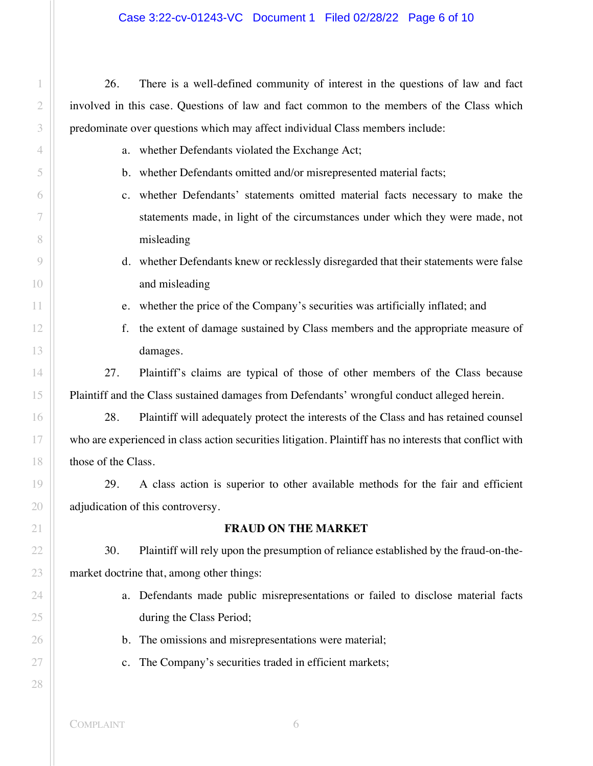26. There is a well-defined community of interest in the questions of law and fact involved in this case. Questions of law and fact common to the members of the Class which predominate over questions which may affect individual Class members include:

a. whether Defendants violated the Exchange Act;

b. whether Defendants omitted and/or misrepresented material facts;

c. whether Defendants' statements omitted material facts necessary to make the statements made, in light of the circumstances under which they were made, not misleading

d. whether Defendants knew or recklessly disregarded that their statements were false and misleading

e. whether the price of the Company's securities was artificially inflated; and

f. the extent of damage sustained by Class members and the appropriate measure of damages.

27. Plaintiff's claims are typical of those of other members of the Class because Plaintiff and the Class sustained damages from Defendants' wrongful conduct alleged herein.

28. Plaintiff will adequately protect the interests of the Class and has retained counsel who are experienced in class action securities litigation. Plaintiff has no interests that conflict with those of the Class.

29. A class action is superior to other available methods for the fair and efficient adjudication of this controversy.

**FRAUD ON THE MARKET**

30. Plaintiff will rely upon the presumption of reliance established by the fraud-on-the-market doctrine that, among other things:

a. Defendants made public misrepresentations or failed to disclose material facts during the Class Period;

b. The omissions and misrepresentations were material;

c. The Company's securities traded in efficient markets;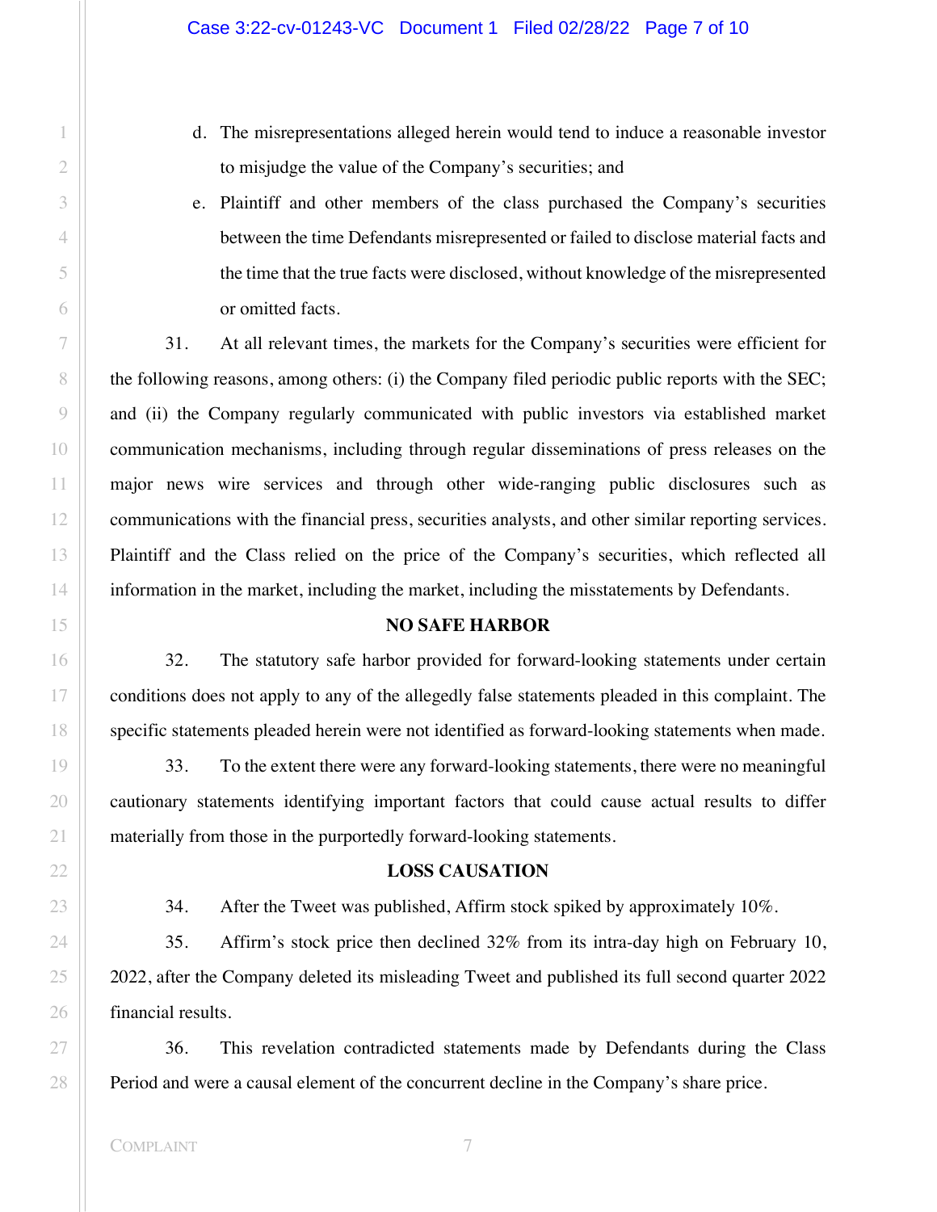d. The misrepresentations alleged herein would tend to induce a reasonable investor to misjudge the value of the Company's securities; and

e. Plaintiff and other members of the class purchased the Company's securities between the time Defendants misrepresented or failed to disclose material facts and the time that the true facts were disclosed, without knowledge of the misrepresented or omitted facts.

31. At all relevant times, the markets for the Company's securities were efficient for the following reasons, among others: (i) the Company filed periodic public reports with the SEC; and (ii) the Company regularly communicated with public investors via established market communication mechanisms, including through regular disseminations of press releases on the major news wire services and through other wide-ranging public disclosures such as communications with the financial press, securities analysts, and other similar reporting services. Plaintiff and the Class relied on the price of the Company's securities, which reflected all information in the market, including the market, including the misstatements by Defendants.

## NO SAFE HARBOR

32. The statutory safe harbor provided for forward-looking statements under certain conditions does not apply to any of the allegedly false statements pleaded in this complaint. The specific statements pleaded herein were not identified as forward-looking statements when made.

33. To the extent there were any forward-looking statements, there were no meaningful cautionary statements identifying important factors that could cause actual results to differ materially from those in the purportedly forward-looking statements.

## LOSS CAUSATION

34. After the Tweet was published, Affirm stock spiked by approximately 10%.

35. Affirm's stock price then declined 32% from its intra-day high on February 10, 2022, after the Company deleted its misleading Tweet and published its full second quarter 2022 financial results.

36. This revelation contradicted statements made by Defendants during the Class Period and were a causal element of the concurrent decline in the Company's share price.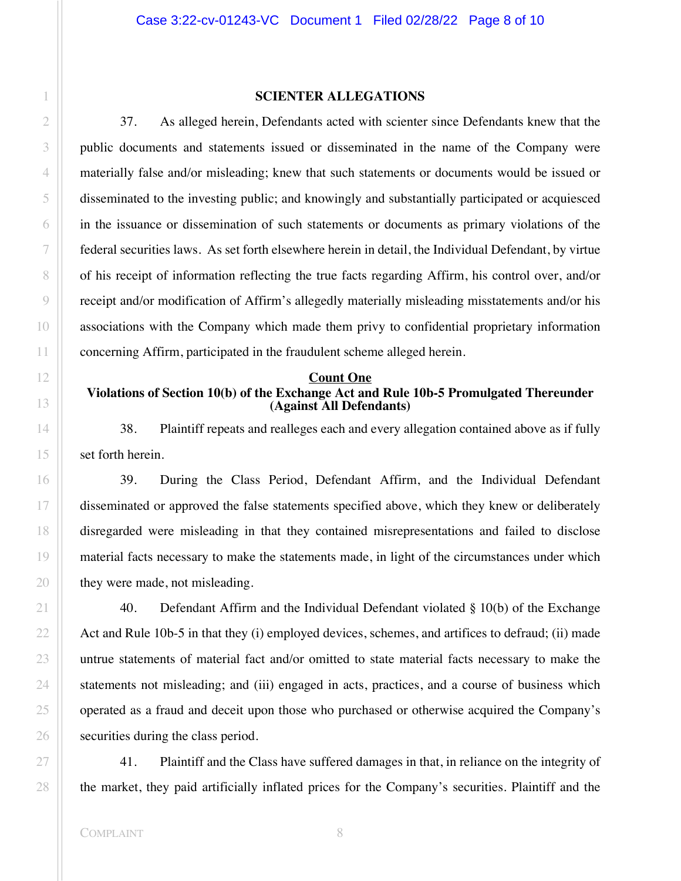## SCIENTER ALLEGATIONS

37. As alleged herein, Defendants acted with scienter since Defendants knew that the public documents and statements issued or disseminated in the name of the Company were materially false and/or misleading; knew that such statements or documents would be issued or disseminated to the investing public; and knowingly and substantially participated or acquiesced in the issuance or dissemination of such statements or documents as primary violations of the federal securities laws. As set forth elsewhere herein in detail, the Individual Defendant, by virtue of his receipt of information reflecting the true facts regarding Affirm, his control over, and/or receipt and/or modification of Affirm's allegedly materially misleading misstatements and/or his associations with the Company which made them privy to confidential proprietary information concerning Affirm, participated in the fraudulent scheme alleged herein.

## Count One

### Violations of Section 10(b) of the Exchange Act and Rule 10b-5 Promulgated Thereunder (Against All Defendants)

38. Plaintiff repeats and realleges each and every allegation contained above as if fully set forth herein.

39. During the Class Period, Defendant Affirm, and the Individual Defendant disseminated or approved the false statements specified above, which they knew or deliberately disregarded were misleading in that they contained misrepresentations and failed to disclose material facts necessary to make the statements made, in light of the circumstances under which they were made, not misleading.

40. Defendant Affirm and the Individual Defendant violated § 10(b) of the Exchange Act and Rule 10b-5 in that they (i) employed devices, schemes, and artifices to defraud; (ii) made untrue statements of material fact and/or omitted to state material facts necessary to make the statements not misleading; and (iii) engaged in acts, practices, and a course of business which operated as a fraud and deceit upon those who purchased or otherwise acquired the Company's securities during the class period.

41. Plaintiff and the Class have suffered damages in that, in reliance on the integrity of the market, they paid artificially inflated prices for the Company's securities. Plaintiff and the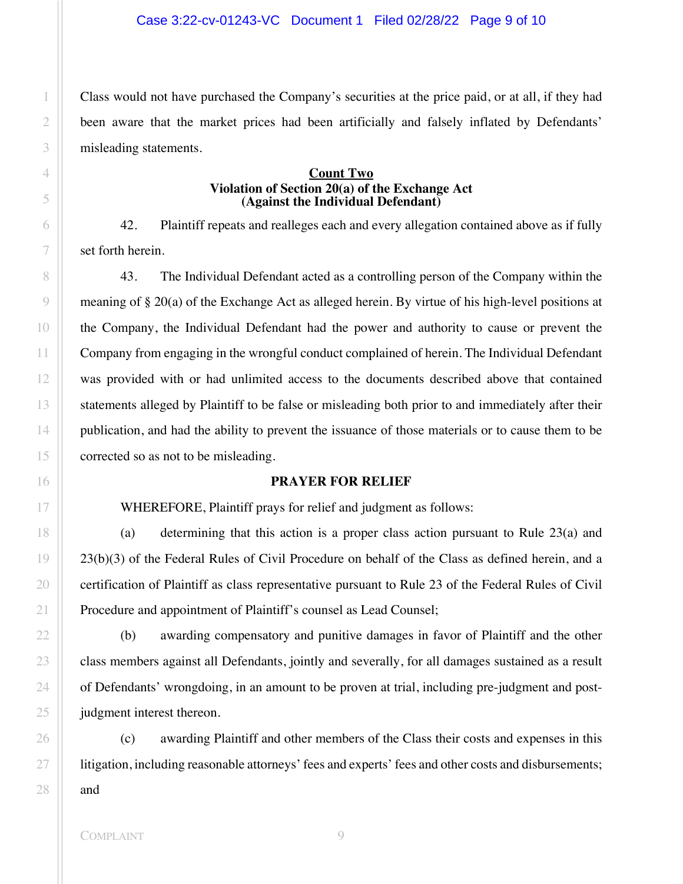Class would not have purchased the Company's securities at the price paid, or at all, if they had been aware that the market prices had been artificially and falsely inflated by Defendants' misleading statements.

**Count Two**
**Violation of Section 20(a) of the Exchange Act**
**(Against the Individual Defendant)**

42. Plaintiff repeats and realleges each and every allegation contained above as if fully set forth herein.

43. The Individual Defendant acted as a controlling person of the Company within the meaning of § 20(a) of the Exchange Act as alleged herein. By virtue of his high-level positions at the Company, the Individual Defendant had the power and authority to cause or prevent the Company from engaging in the wrongful conduct complained of herein. The Individual Defendant was provided with or had unlimited access to the documents described above that contained statements alleged by Plaintiff to be false or misleading both prior to and immediately after their publication, and had the ability to prevent the issuance of those materials or to cause them to be corrected so as not to be misleading.

**PRAYER FOR RELIEF**

WHEREFORE, Plaintiff prays for relief and judgment as follows:

(a) determining that this action is a proper class action pursuant to Rule 23(a) and 23(b)(3) of the Federal Rules of Civil Procedure on behalf of the Class as defined herein, and a certification of Plaintiff as class representative pursuant to Rule 23 of the Federal Rules of Civil Procedure and appointment of Plaintiff's counsel as Lead Counsel;

(b) awarding compensatory and punitive damages in favor of Plaintiff and the other class members against all Defendants, jointly and severally, for all damages sustained as a result of Defendants' wrongdoing, in an amount to be proven at trial, including pre-judgment and post-judgment interest thereon.

(c) awarding Plaintiff and other members of the Class their costs and expenses in this litigation, including reasonable attorneys' fees and experts' fees and other costs and disbursements; and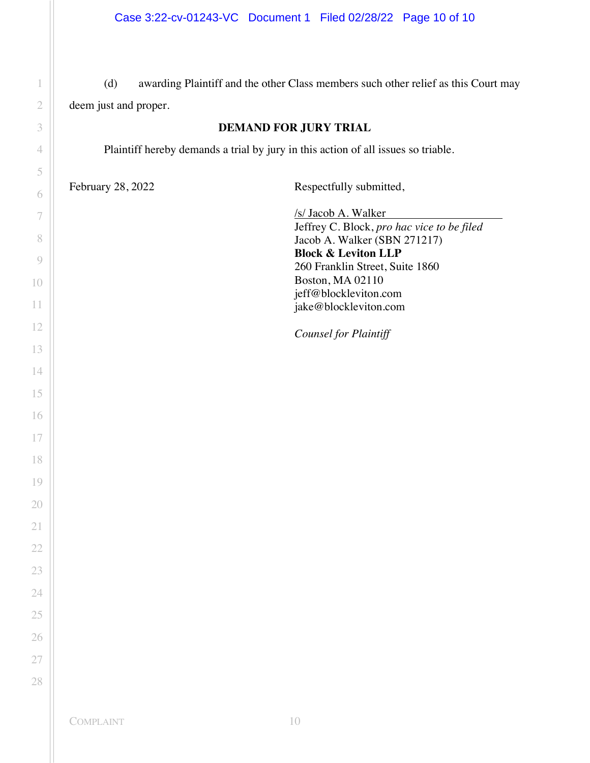(d) awarding Plaintiff and the other Class members such other relief as this Court may deem just and proper.

**DEMAND FOR JURY TRIAL**

Plaintiff hereby demands a trial by jury in this action of all issues so triable.

February 28, 2022

Respectfully submitted,

/s/ Jacob A. Walker
Jeffrey C. Block, *pro hac vice to be filed*
Jacob A. Walker (SBN 271217)
**Block & Leviton LLP**
260 Franklin Street, Suite 1860
Boston, MA 02110
jeff@blockleviton.com
jake@blockleviton.com

*Counsel for Plaintiff*